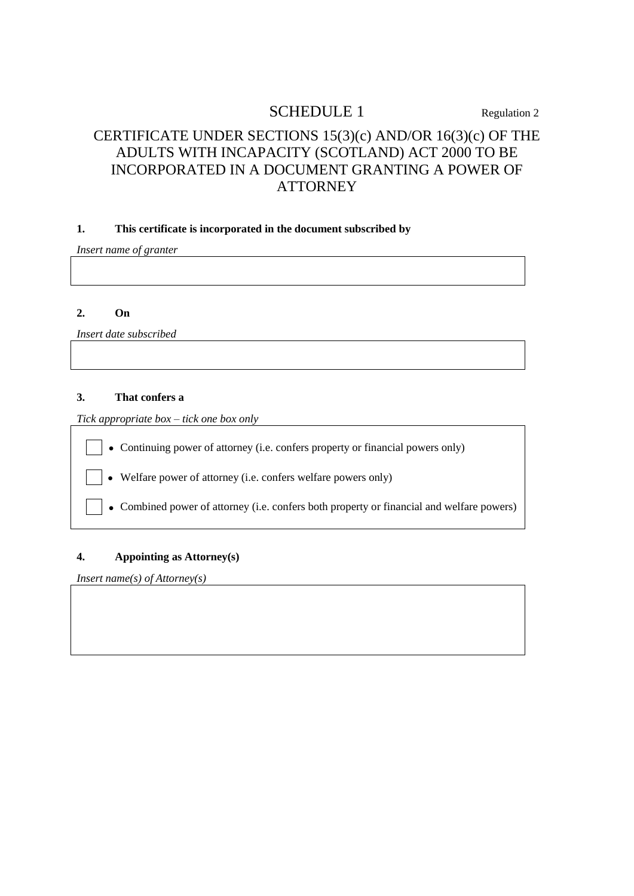# SCHEDULE 1

Regulation 2

## CERTIFICATE UNDER SECTIONS 15(3)(c) AND/OR 16(3)(c) OF THE ADULTS WITH INCAPACITY (SCOTLAND) ACT 2000 TO BE INCORPORATED IN A DOCUMENT GRANTING A POWER OF ATTORNEY

**1. This certificate is incorporated in the document subscribed by**

*Insert name of granter*

**2. On**

*Insert date subscribed*

**3. That confers a**

*Tick appropriate box – tick one box only*

- ☐ Continuing power of attorney (i.e. confers property or financial powers only)
- ☐ Welfare power of attorney (i.e. confers welfare powers only)
- ☐ Combined power of attorney (i.e. confers both property or financial and welfare powers)

**4. Appointing as Attorney(s)**

*Insert name(s) of Attorney(s)*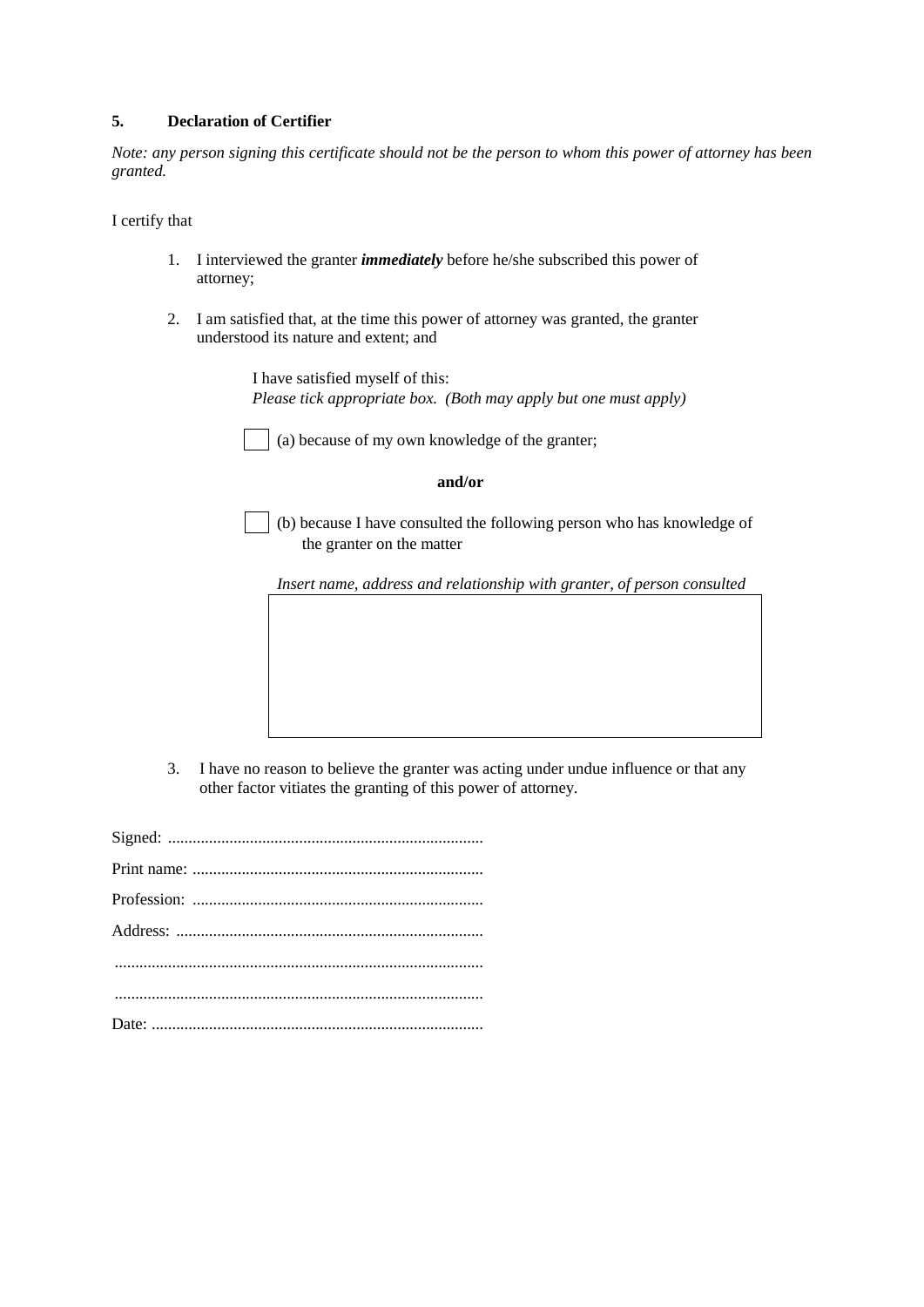## 5. Declaration of Certifier

*Note: any person signing this certificate should not be the person to whom this power of attorney has been granted.*

I certify that

1. I interviewed the granter ***immediately*** before he/she subscribed this power of attorney;

2. I am satisfied that, at the time this power of attorney was granted, the granter understood its nature and extent; and

   I have satisfied myself of this:
   *Please tick appropriate box. (Both may apply but one must apply)*

   ☐ (a) because of my own knowledge of the granter;

   **and/or**

   ☐ (b) because I have consulted the following person who has knowledge of the granter on the matter

   *Insert name, address and relationship with granter, of person consulted*

   | |
   |---|
   | |

3. I have no reason to believe the granter was acting under undue influence or that any other factor vitiates the granting of this power of attorney.

Signed: ............................................................................

Print name: .......................................................................

Profession: .......................................................................

Address: ...........................................................................

.........................................................................................

.........................................................................................

Date: .................................................................................